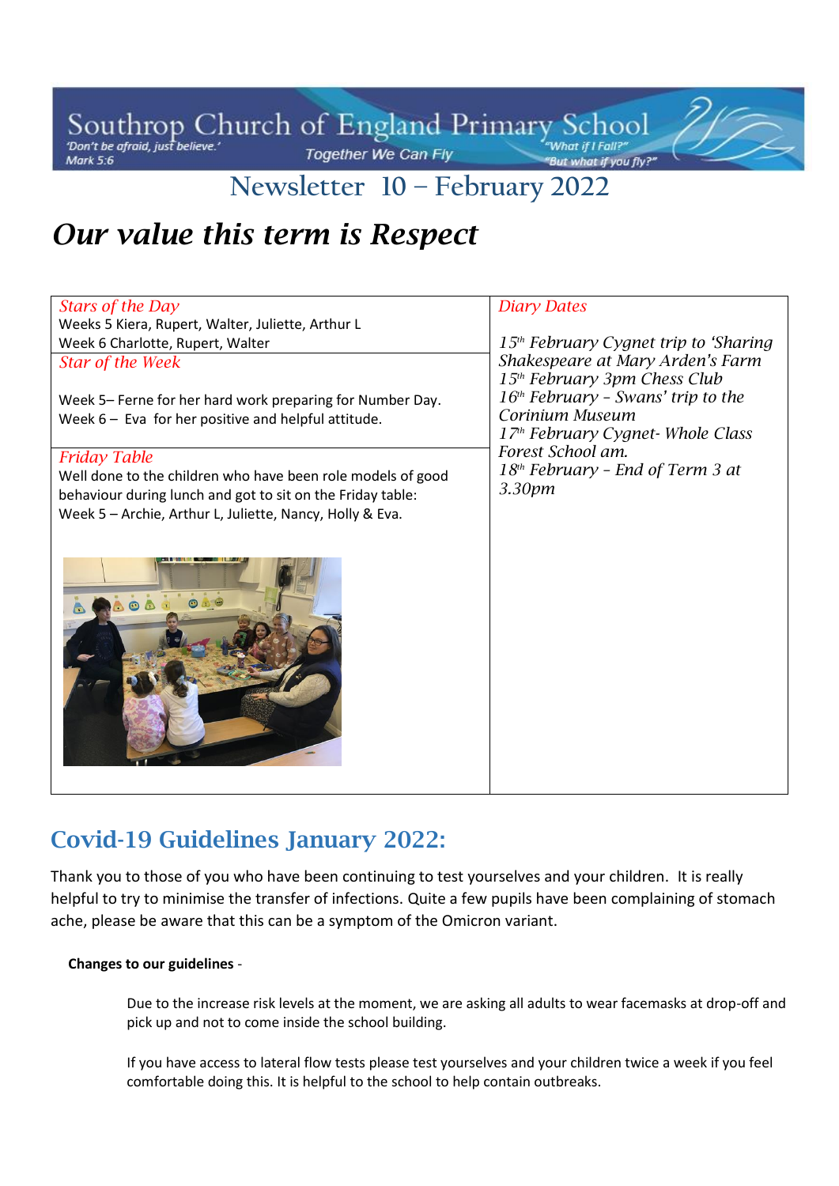Southrop Church of England Primary School

'Don't be afraid, just believe.' Mark 5:6

Together We Can Fly

"What if I Fall?" "But what if you fly?"

# Newsletter 10 – February 2022

## *Our value this term is Respect*

| *Stars of the Day* | *Diary Dates* |
|---|---|
| Weeks 5 Kiera, Rupert, Walter, Juliette, Arthur L<br>Week 6 Charlotte, Rupert, Walter | *15th February Cygnet trip to 'Sharing Shakespeare at Mary Arden's Farm*<br>*15th February 3pm Chess Club*<br>*16th February – Swans' trip to the Corinium Museum*<br>*17th February Cygnet- Whole Class Forest School am.*<br>*18th February – End of Term 3 at 3.30pm* |
| *Star of the Week*<br><br>Week 5– Ferne for her hard work preparing for Number Day.<br>Week 6 – Eva for her positive and helpful attitude. | |
| *Friday Table*<br>Well done to the children who have been role models of good behaviour during lunch and got to sit on the Friday table:<br>Week 5 – Archie, Arthur L, Juliette, Nancy, Holly & Eva. | |

## Covid-19 Guidelines January 2022:

Thank you to those of you who have been continuing to test yourselves and your children. It is really helpful to try to minimise the transfer of infections. Quite a few pupils have been complaining of stomach ache, please be aware that this can be a symptom of the Omicron variant.

**Changes to our guidelines** -

Due to the increase risk levels at the moment, we are asking all adults to wear facemasks at drop-off and pick up and not to come inside the school building.

If you have access to lateral flow tests please test yourselves and your children twice a week if you feel comfortable doing this. It is helpful to the school to help contain outbreaks.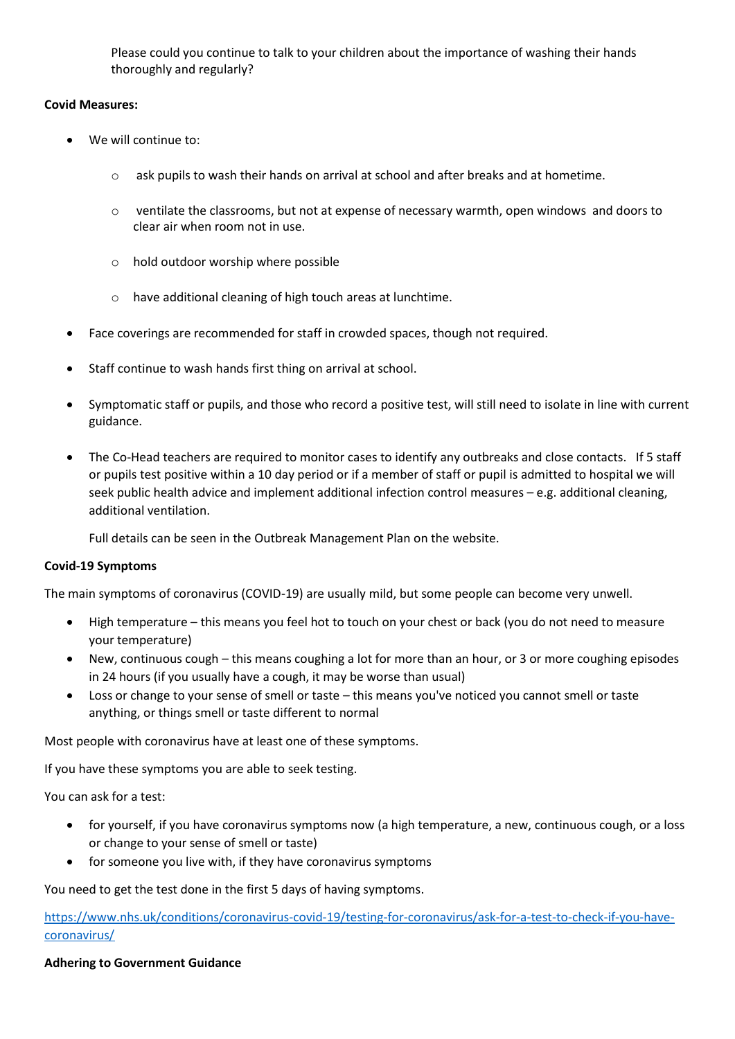Please could you continue to talk to your children about the importance of washing their hands thoroughly and regularly?

**Covid Measures:**

- We will continue to:
    - ask pupils to wash their hands on arrival at school and after breaks and at hometime.
    - ventilate the classrooms, but not at expense of necessary warmth, open windows and doors to clear air when room not in use.
    - hold outdoor worship where possible
    - have additional cleaning of high touch areas at lunchtime.
- Face coverings are recommended for staff in crowded spaces, though not required.
- Staff continue to wash hands first thing on arrival at school.
- Symptomatic staff or pupils, and those who record a positive test, will still need to isolate in line with current guidance.
- The Co-Head teachers are required to monitor cases to identify any outbreaks and close contacts. If 5 staff or pupils test positive within a 10 day period or if a member of staff or pupil is admitted to hospital we will seek public health advice and implement additional infection control measures – e.g. additional cleaning, additional ventilation.

  Full details can be seen in the Outbreak Management Plan on the website.

**Covid-19 Symptoms**

The main symptoms of coronavirus (COVID-19) are usually mild, but some people can become very unwell.

- High temperature – this means you feel hot to touch on your chest or back (you do not need to measure your temperature)
- New, continuous cough – this means coughing a lot for more than an hour, or 3 or more coughing episodes in 24 hours (if you usually have a cough, it may be worse than usual)
- Loss or change to your sense of smell or taste – this means you've noticed you cannot smell or taste anything, or things smell or taste different to normal

Most people with coronavirus have at least one of these symptoms.

If you have these symptoms you are able to seek testing.

You can ask for a test:

- for yourself, if you have coronavirus symptoms now (a high temperature, a new, continuous cough, or a loss or change to your sense of smell or taste)
- for someone you live with, if they have coronavirus symptoms

You need to get the test done in the first 5 days of having symptoms.

https://www.nhs.uk/conditions/coronavirus-covid-19/testing-for-coronavirus/ask-for-a-test-to-check-if-you-have-coronavirus/

**Adhering to Government Guidance**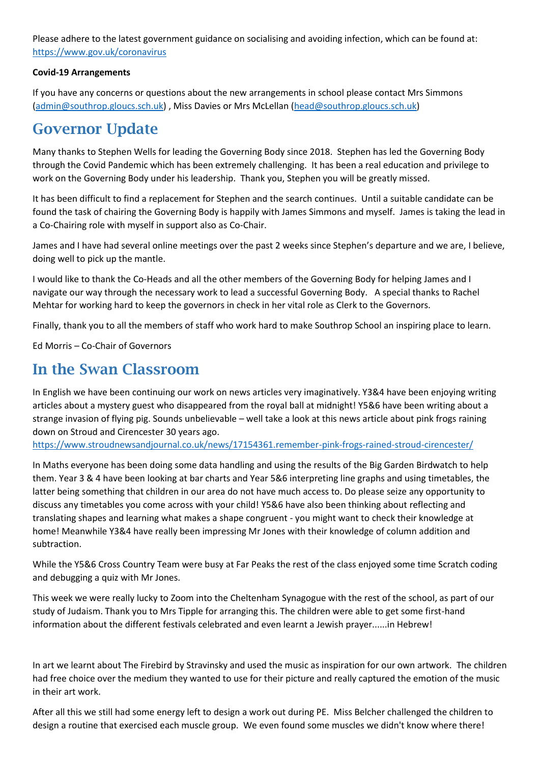Please adhere to the latest government guidance on socialising and avoiding infection, which can be found at: https://www.gov.uk/coronavirus

**Covid-19 Arrangements**

If you have any concerns or questions about the new arrangements in school please contact Mrs Simmons (admin@southrop.gloucs.sch.uk) , Miss Davies or Mrs McLellan (head@southrop.gloucs.sch.uk)

# Governor Update

Many thanks to Stephen Wells for leading the Governing Body since 2018. Stephen has led the Governing Body through the Covid Pandemic which has been extremely challenging. It has been a real education and privilege to work on the Governing Body under his leadership. Thank you, Stephen you will be greatly missed.

It has been difficult to find a replacement for Stephen and the search continues. Until a suitable candidate can be found the task of chairing the Governing Body is happily with James Simmons and myself. James is taking the lead in a Co-Chairing role with myself in support also as Co-Chair.

James and I have had several online meetings over the past 2 weeks since Stephen's departure and we are, I believe, doing well to pick up the mantle.

I would like to thank the Co-Heads and all the other members of the Governing Body for helping James and I navigate our way through the necessary work to lead a successful Governing Body. A special thanks to Rachel Mehtar for working hard to keep the governors in check in her vital role as Clerk to the Governors.

Finally, thank you to all the members of staff who work hard to make Southrop School an inspiring place to learn.

Ed Morris – Co-Chair of Governors

# In the Swan Classroom

In English we have been continuing our work on news articles very imaginatively. Y3&4 have been enjoying writing articles about a mystery guest who disappeared from the royal ball at midnight! Y5&6 have been writing about a strange invasion of flying pig. Sounds unbelievable – well take a look at this news article about pink frogs raining down on Stroud and Cirencester 30 years ago.
https://www.stroudnewsandjournal.co.uk/news/17154361.remember-pink-frogs-rained-stroud-cirencester/

In Maths everyone has been doing some data handling and using the results of the Big Garden Birdwatch to help them. Year 3 & 4 have been looking at bar charts and Year 5&6 interpreting line graphs and using timetables, the latter being something that children in our area do not have much access to. Do please seize any opportunity to discuss any timetables you come across with your child! Y5&6 have also been thinking about reflecting and translating shapes and learning what makes a shape congruent - you might want to check their knowledge at home! Meanwhile Y3&4 have really been impressing Mr Jones with their knowledge of column addition and subtraction.

While the Y5&6 Cross Country Team were busy at Far Peaks the rest of the class enjoyed some time Scratch coding and debugging a quiz with Mr Jones.

This week we were really lucky to Zoom into the Cheltenham Synagogue with the rest of the school, as part of our study of Judaism. Thank you to Mrs Tipple for arranging this. The children were able to get some first-hand information about the different festivals celebrated and even learnt a Jewish prayer......in Hebrew!

In art we learnt about The Firebird by Stravinsky and used the music as inspiration for our own artwork. The children had free choice over the medium they wanted to use for their picture and really captured the emotion of the music in their art work.

After all this we still had some energy left to design a work out during PE. Miss Belcher challenged the children to design a routine that exercised each muscle group. We even found some muscles we didn't know where there!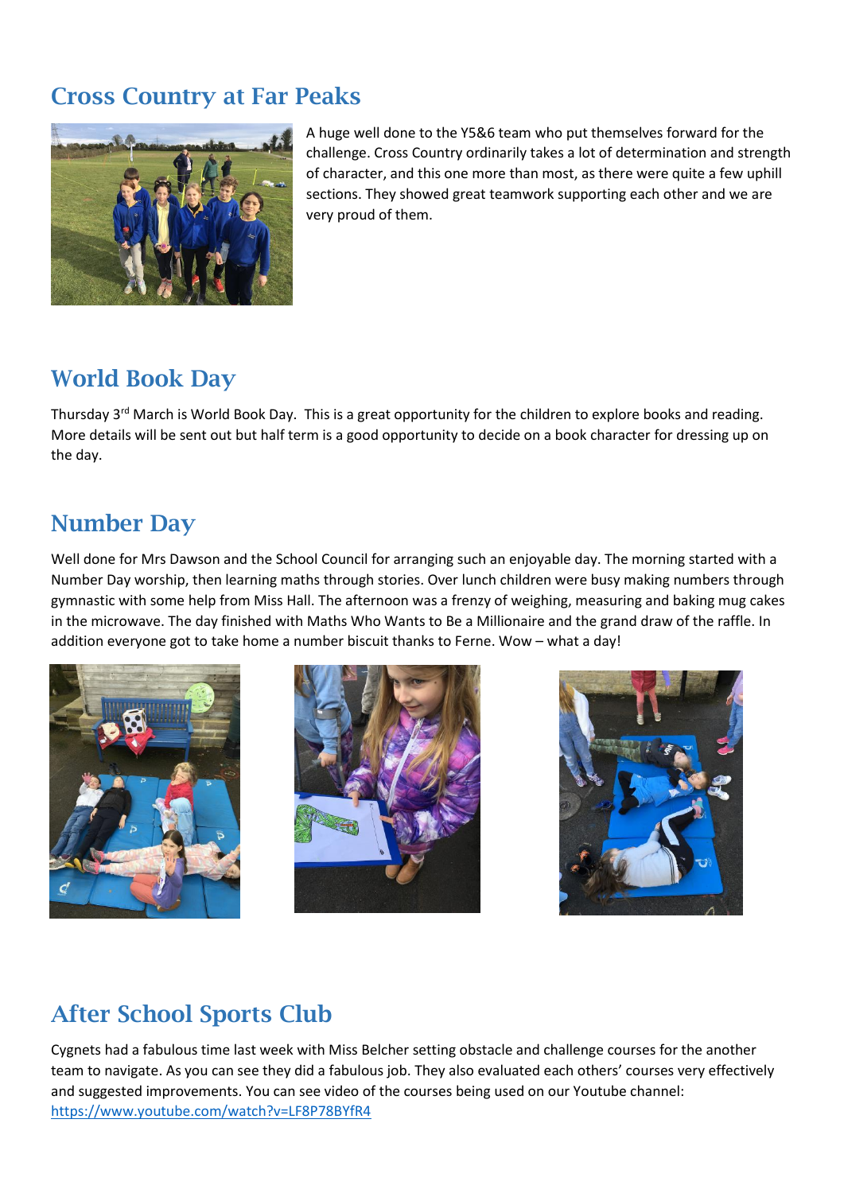## Cross Country at Far Peaks

A huge well done to the Y5&6 team who put themselves forward for the challenge. Cross Country ordinarily takes a lot of determination and strength of character, and this one more than most, as there were quite a few uphill sections. They showed great teamwork supporting each other and we are very proud of them.

## World Book Day

Thursday 3rd March is World Book Day. This is a great opportunity for the children to explore books and reading. More details will be sent out but half term is a good opportunity to decide on a book character for dressing up on the day.

## Number Day

Well done for Mrs Dawson and the School Council for arranging such an enjoyable day. The morning started with a Number Day worship, then learning maths through stories. Over lunch children were busy making numbers through gymnastic with some help from Miss Hall. The afternoon was a frenzy of weighing, measuring and baking mug cakes in the microwave. The day finished with Maths Who Wants to Be a Millionaire and the grand draw of the raffle. In addition everyone got to take home a number biscuit thanks to Ferne. Wow – what a day!

## After School Sports Club

Cygnets had a fabulous time last week with Miss Belcher setting obstacle and challenge courses for the another team to navigate. As you can see they did a fabulous job. They also evaluated each others' courses very effectively and suggested improvements. You can see video of the courses being used on our Youtube channel: https://www.youtube.com/watch?v=LF8P78BYfR4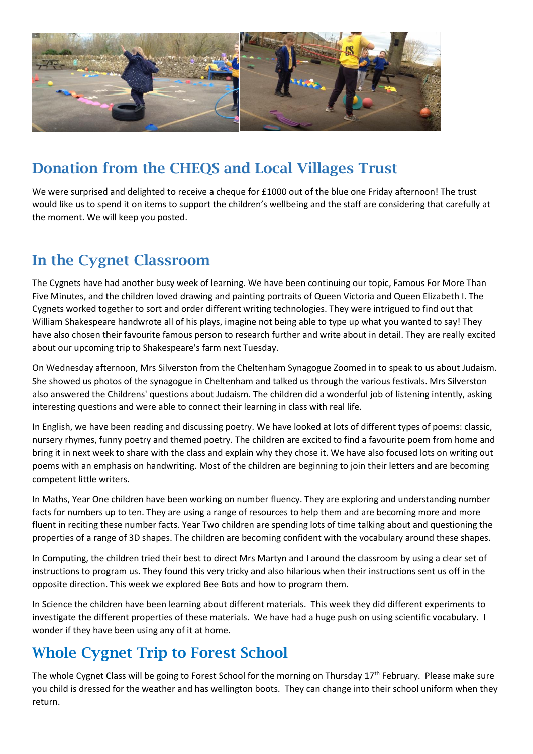## Donation from the CHEQS and Local Villages Trust

We were surprised and delighted to receive a cheque for £1000 out of the blue one Friday afternoon! The trust would like us to spend it on items to support the children's wellbeing and the staff are considering that carefully at the moment. We will keep you posted.

## In the Cygnet Classroom

The Cygnets have had another busy week of learning. We have been continuing our topic, Famous For More Than Five Minutes, and the children loved drawing and painting portraits of Queen Victoria and Queen Elizabeth I. The Cygnets worked together to sort and order different writing technologies. They were intrigued to find out that William Shakespeare handwrote all of his plays, imagine not being able to type up what you wanted to say! They have also chosen their favourite famous person to research further and write about in detail. They are really excited about our upcoming trip to Shakespeare's farm next Tuesday.

On Wednesday afternoon, Mrs Silverston from the Cheltenham Synagogue Zoomed in to speak to us about Judaism. She showed us photos of the synagogue in Cheltenham and talked us through the various festivals. Mrs Silverston also answered the Childrens' questions about Judaism. The children did a wonderful job of listening intently, asking interesting questions and were able to connect their learning in class with real life.

In English, we have been reading and discussing poetry. We have looked at lots of different types of poems: classic, nursery rhymes, funny poetry and themed poetry. The children are excited to find a favourite poem from home and bring it in next week to share with the class and explain why they chose it. We have also focused lots on writing out poems with an emphasis on handwriting. Most of the children are beginning to join their letters and are becoming competent little writers.

In Maths, Year One children have been working on number fluency. They are exploring and understanding number facts for numbers up to ten. They are using a range of resources to help them and are becoming more and more fluent in reciting these number facts. Year Two children are spending lots of time talking about and questioning the properties of a range of 3D shapes. The children are becoming confident with the vocabulary around these shapes.

In Computing, the children tried their best to direct Mrs Martyn and I around the classroom by using a clear set of instructions to program us. They found this very tricky and also hilarious when their instructions sent us off in the opposite direction. This week we explored Bee Bots and how to program them.

In Science the children have been learning about different materials. This week they did different experiments to investigate the different properties of these materials. We have had a huge push on using scientific vocabulary. I wonder if they have been using any of it at home.

## Whole Cygnet Trip to Forest School

The whole Cygnet Class will be going to Forest School for the morning on Thursday 17th February. Please make sure you child is dressed for the weather and has wellington boots. They can change into their school uniform when they return.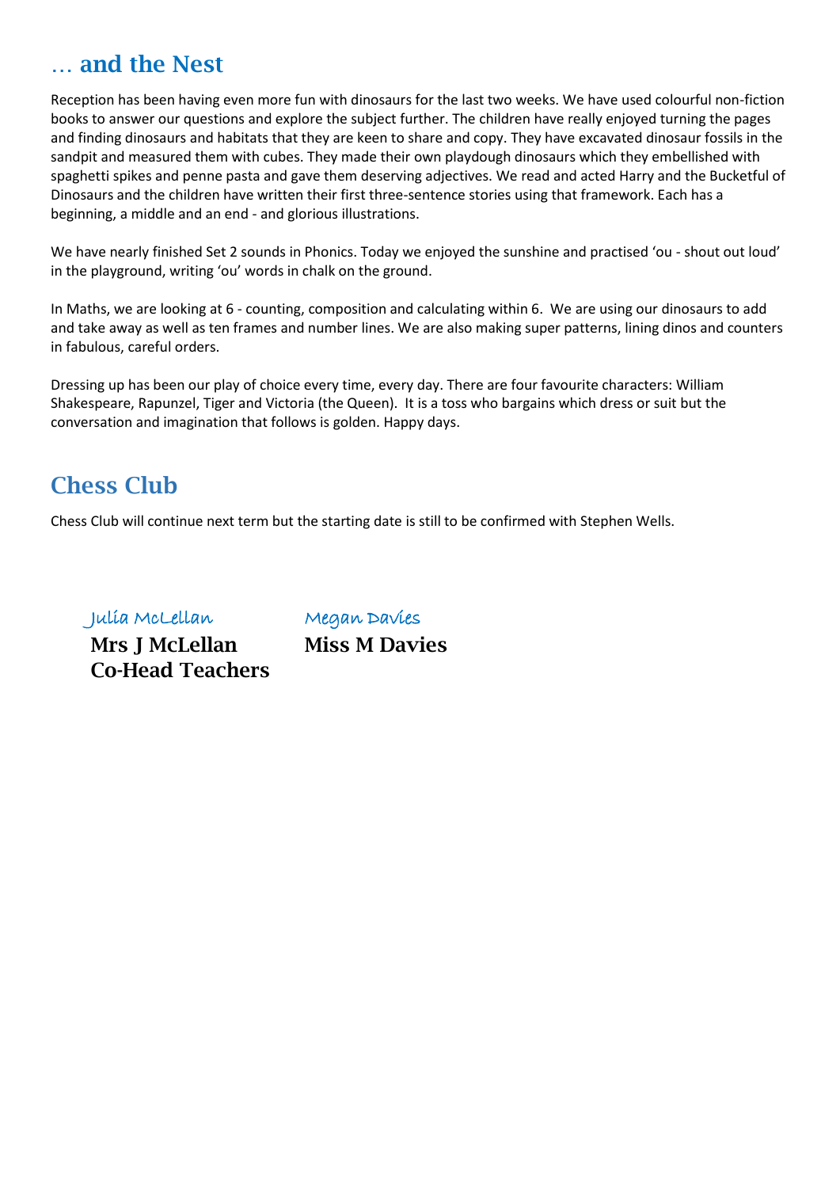## … and the Nest

Reception has been having even more fun with dinosaurs for the last two weeks. We have used colourful non-fiction books to answer our questions and explore the subject further. The children have really enjoyed turning the pages and finding dinosaurs and habitats that they are keen to share and copy. They have excavated dinosaur fossils in the sandpit and measured them with cubes. They made their own playdough dinosaurs which they embellished with spaghetti spikes and penne pasta and gave them deserving adjectives. We read and acted Harry and the Bucketful of Dinosaurs and the children have written their first three-sentence stories using that framework. Each has a beginning, a middle and an end - and glorious illustrations.

We have nearly finished Set 2 sounds in Phonics. Today we enjoyed the sunshine and practised 'ou - shout out loud' in the playground, writing 'ou' words in chalk on the ground.

In Maths, we are looking at 6 - counting, composition and calculating within 6. We are using our dinosaurs to add and take away as well as ten frames and number lines. We are also making super patterns, lining dinos and counters in fabulous, careful orders.

Dressing up has been our play of choice every time, every day. There are four favourite characters: William Shakespeare, Rapunzel, Tiger and Victoria (the Queen). It is a toss who bargains which dress or suit but the conversation and imagination that follows is golden. Happy days.

## Chess Club

Chess Club will continue next term but the starting date is still to be confirmed with Stephen Wells.

*Julia McLellan* *Megan Davies*

**Mrs J McLellan** **Miss M Davies**

**Co-Head Teachers**